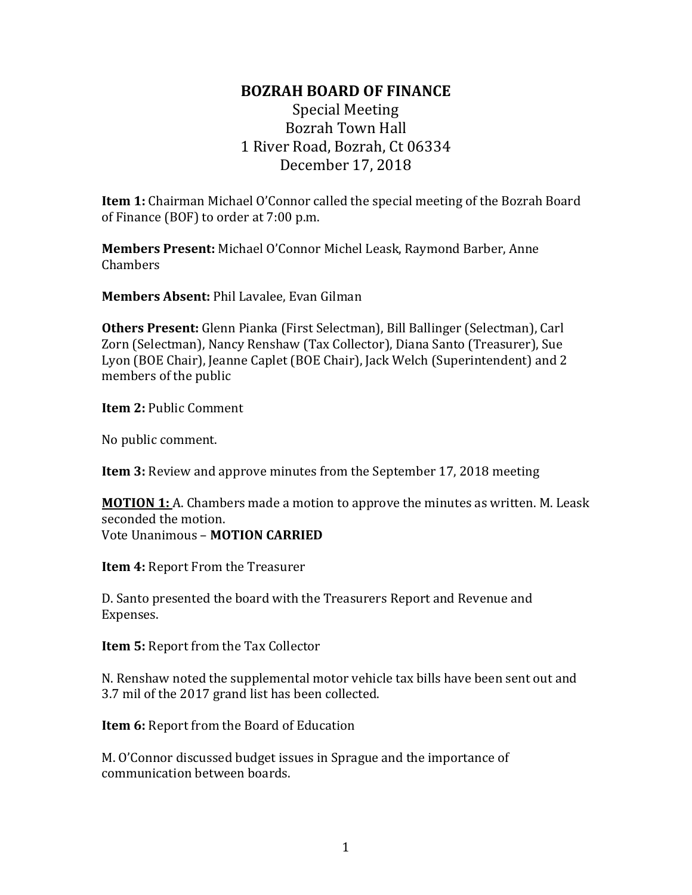# BOZRAH BOARD OF FINANCE

Special Meeting
Bozrah Town Hall
1 River Road, Bozrah, Ct 06334
December 17, 2018

**Item 1:** Chairman Michael O'Connor called the special meeting of the Bozrah Board of Finance (BOF) to order at 7:00 p.m.

**Members Present:** Michael O'Connor Michel Leask, Raymond Barber, Anne Chambers

**Members Absent:** Phil Lavalee, Evan Gilman

**Others Present:** Glenn Pianka (First Selectman), Bill Ballinger (Selectman), Carl Zorn (Selectman), Nancy Renshaw (Tax Collector), Diana Santo (Treasurer), Sue Lyon (BOE Chair), Jeanne Caplet (BOE Chair), Jack Welch (Superintendent) and 2 members of the public

**Item 2:** Public Comment

No public comment.

**Item 3:** Review and approve minutes from the September 17, 2018 meeting

**<u>MOTION 1:</u>** A. Chambers made a motion to approve the minutes as written. M. Leask seconded the motion.
Vote Unanimous – **MOTION CARRIED**

**Item 4:** Report From the Treasurer

D. Santo presented the board with the Treasurers Report and Revenue and Expenses.

**Item 5:** Report from the Tax Collector

N. Renshaw noted the supplemental motor vehicle tax bills have been sent out and 3.7 mil of the 2017 grand list has been collected.

**Item 6:** Report from the Board of Education

M. O'Connor discussed budget issues in Sprague and the importance of communication between boards.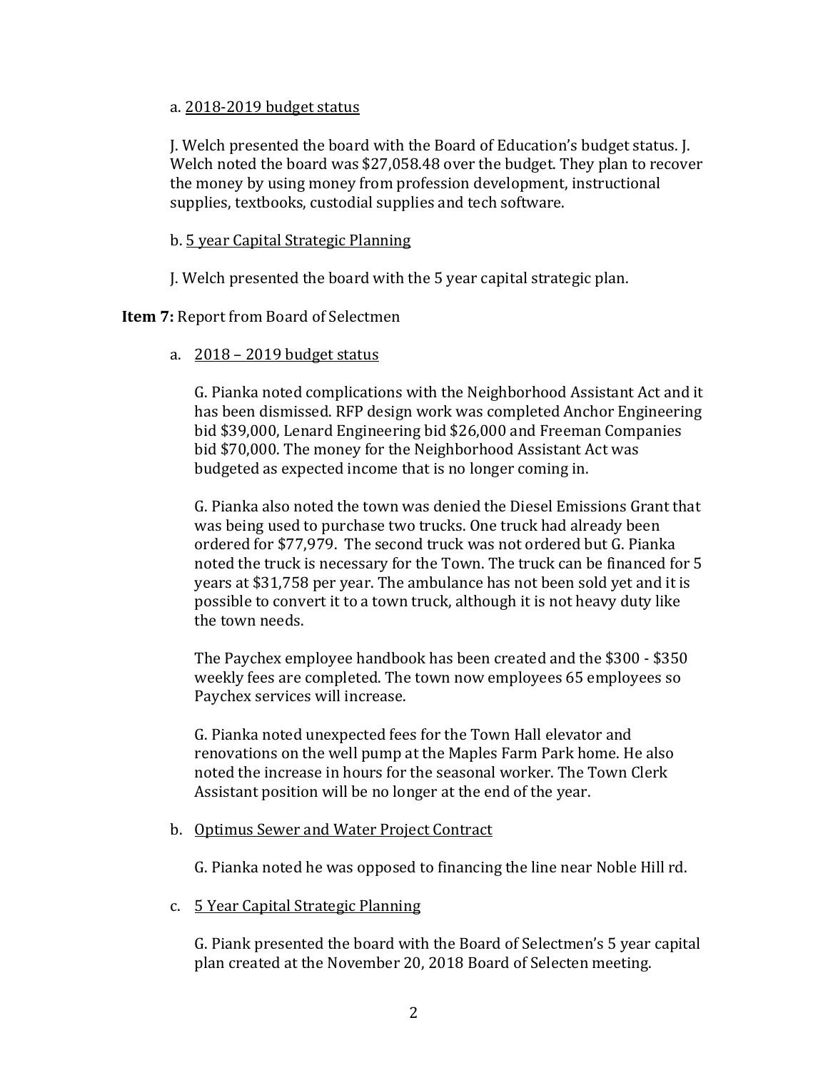a. <u>2018-2019 budget status</u>

J. Welch presented the board with the Board of Education's budget status. J. Welch noted the board was $27,058.48 over the budget. They plan to recover the money by using money from profession development, instructional supplies, textbooks, custodial supplies and tech software.

b. <u>5 year Capital Strategic Planning</u>

J. Welch presented the board with the 5 year capital strategic plan.

**Item 7:** Report from Board of Selectmen

a. <u>2018 – 2019 budget status</u>

G. Pianka noted complications with the Neighborhood Assistant Act and it has been dismissed. RFP design work was completed Anchor Engineering bid $39,000, Lenard Engineering bid $26,000 and Freeman Companies bid $70,000. The money for the Neighborhood Assistant Act was budgeted as expected income that is no longer coming in.

G. Pianka also noted the town was denied the Diesel Emissions Grant that was being used to purchase two trucks. One truck had already been ordered for $77,979. The second truck was not ordered but G. Pianka noted the truck is necessary for the Town. The truck can be financed for 5 years at $31,758 per year. The ambulance has not been sold yet and it is possible to convert it to a town truck, although it is not heavy duty like the town needs.

The Paychex employee handbook has been created and the $300 - $350 weekly fees are completed. The town now employees 65 employees so Paychex services will increase.

G. Pianka noted unexpected fees for the Town Hall elevator and renovations on the well pump at the Maples Farm Park home. He also noted the increase in hours for the seasonal worker. The Town Clerk Assistant position will be no longer at the end of the year.

b. <u>Optimus Sewer and Water Project Contract</u>

G. Pianka noted he was opposed to financing the line near Noble Hill rd.

c. <u>5 Year Capital Strategic Planning</u>

G. Piank presented the board with the Board of Selectmen's 5 year capital plan created at the November 20, 2018 Board of Selecten meeting.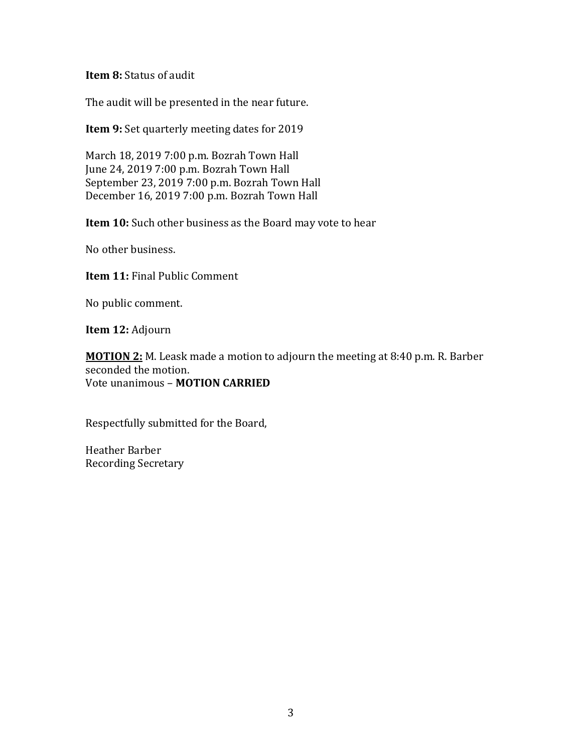**Item 8:** Status of audit

The audit will be presented in the near future.

**Item 9:** Set quarterly meeting dates for 2019

March 18, 2019 7:00 p.m. Bozrah Town Hall
June 24, 2019 7:00 p.m. Bozrah Town Hall
September 23, 2019 7:00 p.m. Bozrah Town Hall
December 16, 2019 7:00 p.m. Bozrah Town Hall

**Item 10:** Such other business as the Board may vote to hear

No other business.

**Item 11:** Final Public Comment

No public comment.

**Item 12:** Adjourn

**MOTION 2:** M. Leask made a motion to adjourn the meeting at 8:40 p.m. R. Barber seconded the motion.
Vote unanimous – **MOTION CARRIED**

Respectfully submitted for the Board,

Heather Barber
Recording Secretary